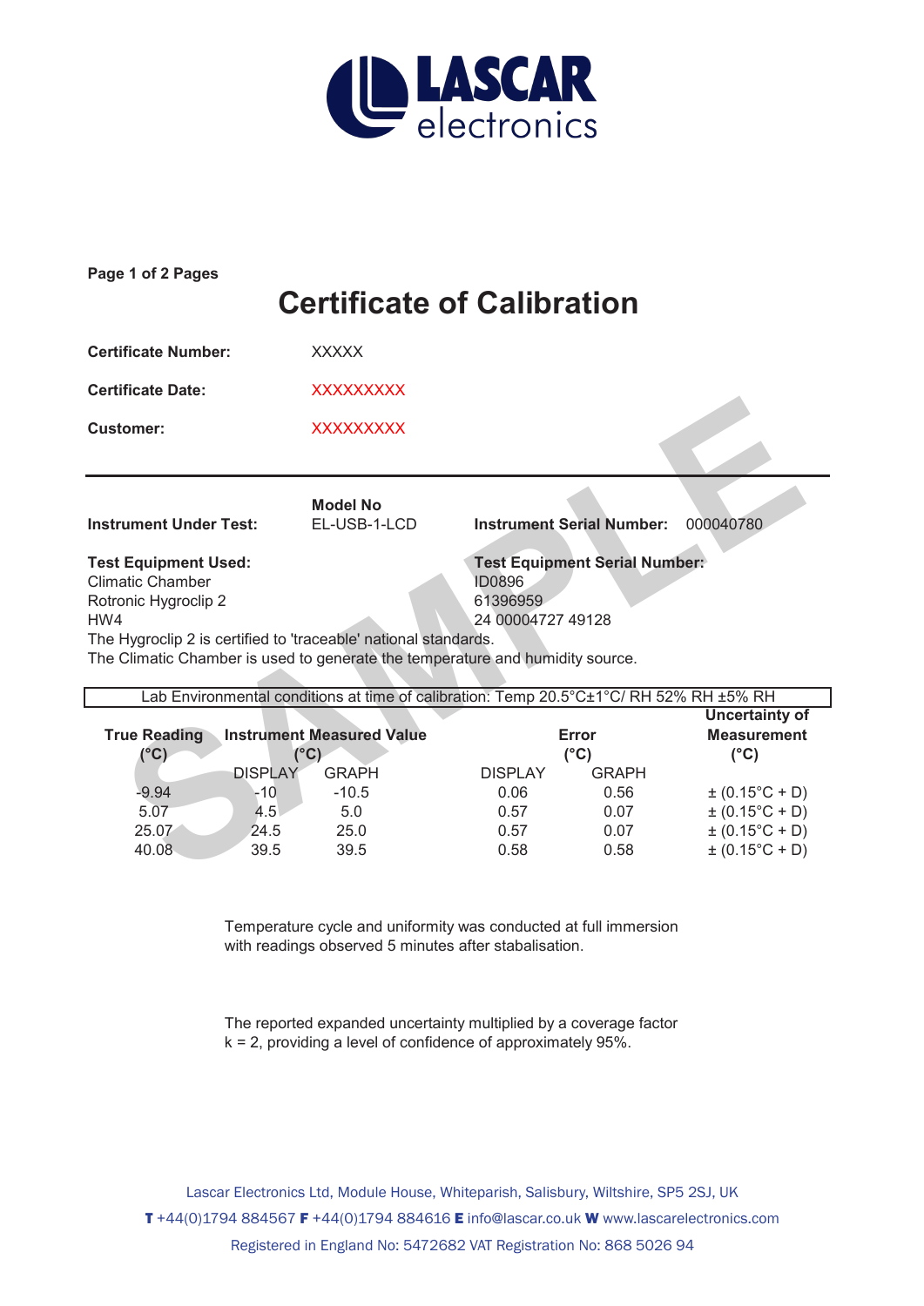LASCAR electronics

Page 1 of 2 Pages

# Certificate of Calibration

**Certificate Number:** XXXXX

**Certificate Date:** XXXXXXXXX

**Customer:** XXXXXXXXX

---

| | **Model No** | | |
|---|---|---|---|
| **Instrument Under Test:** | EL-USB-1-LCD | **Instrument Serial Number:** | 000040780 |

| **Test Equipment Used:** | **Test Equipment Serial Number:** |
|---|---|
| Climatic Chamber | ID0896 |
| Rotronic Hygroclip 2 | 61396959 |
| HW4 | 24 00004727 49128 |

The Hygroclip 2 is certified to 'traceable' national standards.
The Climatic Chamber is used to generate the temperature and humidity source.

Lab Environmental conditions at time of calibration: Temp 20.5°C±1°C/ RH 52% RH ±5% RH

| **True Reading (°C)** | **Instrument Measured Value (°C)** | | **Error (°C)** | | **Uncertainty of Measurement (°C)** |
|---|---|---|---|---|---|
| | DISPLAY | GRAPH | DISPLAY | GRAPH | |
| -9.94 | -10 | -10.5 | 0.06 | 0.56 | ± (0.15°C + D) |
| 5.07 | 4.5 | 5.0 | 0.57 | 0.07 | ± (0.15°C + D) |
| 25.07 | 24.5 | 25.0 | 0.57 | 0.07 | ± (0.15°C + D) |
| 40.08 | 39.5 | 39.5 | 0.58 | 0.58 | ± (0.15°C + D) |

Temperature cycle and uniformity was conducted at full immersion with readings observed 5 minutes after stabalisation.

The reported expanded uncertainty multiplied by a coverage factor k = 2, providing a level of confidence of approximately 95%.

Lascar Electronics Ltd, Module House, Whiteparish, Salisbury, Wiltshire, SP5 2SJ, UK
**T** +44(0)1794 884567 **F** +44(0)1794 884616 **E** info@lascar.co.uk **W** www.lascarelectronics.com
Registered in England No: 5472682 VAT Registration No: 868 5026 94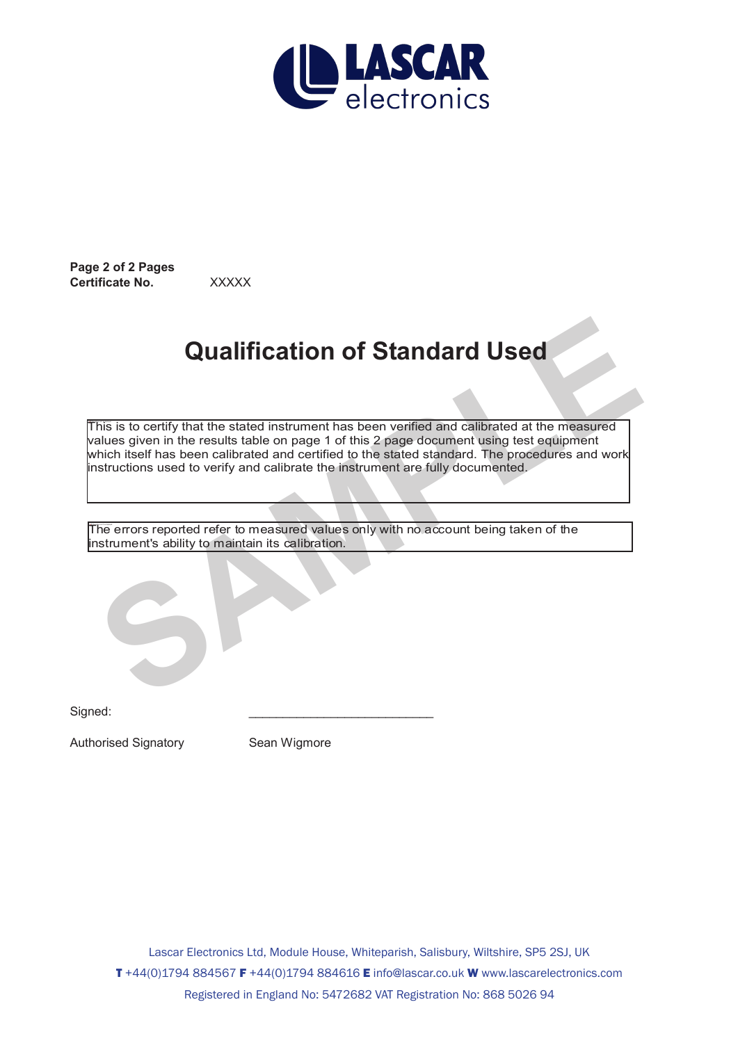**Page 2 of 2 Pages**
**Certificate No.** XXXXX

# Qualification of Standard Used

This is to certify that the stated instrument has been verified and calibrated at the measured values given in the results table on page 1 of this 2 page document using test equipment which itself has been calibrated and certified to the stated standard. The procedures and work instructions used to verify and calibrate the instrument are fully documented.

The errors reported refer to measured values only with no account being taken of the instrument's ability to maintain its calibration.

Signed: \_\_\_\_\_\_\_\_\_\_\_\_\_\_\_\_\_\_\_\_\_\_\_\_\_\_\_\_

Authorised Signatory Sean Wigmore

Lascar Electronics Ltd, Module House, Whiteparish, Salisbury, Wiltshire, SP5 2SJ, UK
**T** +44(0)1794 884567 **F** +44(0)1794 884616 **E** info@lascar.co.uk **W** www.lascarelectronics.com
Registered in England No: 5472682 VAT Registration No: 868 5026 94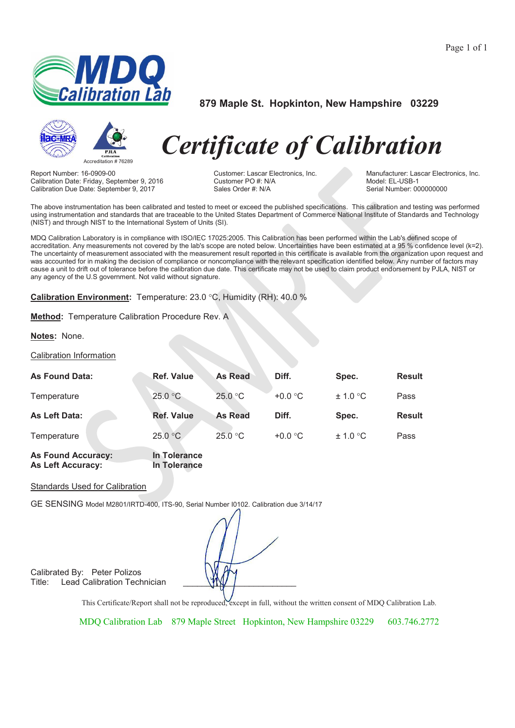# MDQ Calibration Lab

**879 Maple St. Hopkinton, New Hampshire 03229**

Accreditation # 76289

# *Certificate of Calibration*

Report Number: 16-0909-00
Calibration Date: Friday, September 9, 2016
Calibration Due Date: September 9, 2017

Customer: Lascar Electronics, Inc.
Customer PO #: N/A
Sales Order #: N/A

Manufacturer: Lascar Electronics, Inc.
Model: EL-USB-1
Serial Number: 000000000

The above instrumentation has been calibrated and tested to meet or exceed the published specifications. This calibration and testing was performed using instrumentation and standards that are traceable to the United States Department of Commerce National Institute of Standards and Technology (NIST) and through NIST to the International System of Units (SI).

MDQ Calibration Laboratory is in compliance with ISO/IEC 17025:2005. This Calibration has been performed within the Lab's defined scope of accreditation. Any measurements not covered by the lab's scope are noted below. Uncertainties have been estimated at a 95 % confidence level (k=2). The uncertainty of measurement associated with the measurement result reported in this certificate is available from the organization upon request and was accounted for in making the decision of compliance or noncompliance with the relevant specification identified below. Any number of factors may cause a unit to drift out of tolerance before the calibration due date. This certificate may not be used to claim product endorsement by PJLA, NIST or any agency of the U.S government. Not valid without signature.

**Calibration Environment:** Temperature: 23.0 °C, Humidity (RH): 40.0 %

**Method:** Temperature Calibration Procedure Rev. A

**Notes:** None.

Calibration Information

| **As Found Data:** | **Ref. Value** | **As Read** | **Diff.** | **Spec.** | **Result** |
|---|---|---|---|---|---|
| Temperature | 25.0 °C | 25.0 °C | +0.0 °C | ± 1.0 °C | Pass |
| **As Left Data:** | **Ref. Value** | **As Read** | **Diff.** | **Spec.** | **Result** |
| Temperature | 25.0 °C | 25.0 °C | +0.0 °C | ± 1.0 °C | Pass |

**As Found Accuracy:** **In Tolerance**
**As Left Accuracy:** **In Tolerance**

Standards Used for Calibration

GE SENSING Model M2801/IRTD-400, ITS-90, Serial Number I0102. Calibration due 3/14/17

Calibrated By: Peter Polizos
Title: Lead Calibration Technician

This Certificate/Report shall not be reproduced, except in full, without the written consent of MDQ Calibration Lab.

MDQ Calibration Lab 879 Maple Street Hopkinton, New Hampshire 03229 603.746.2772